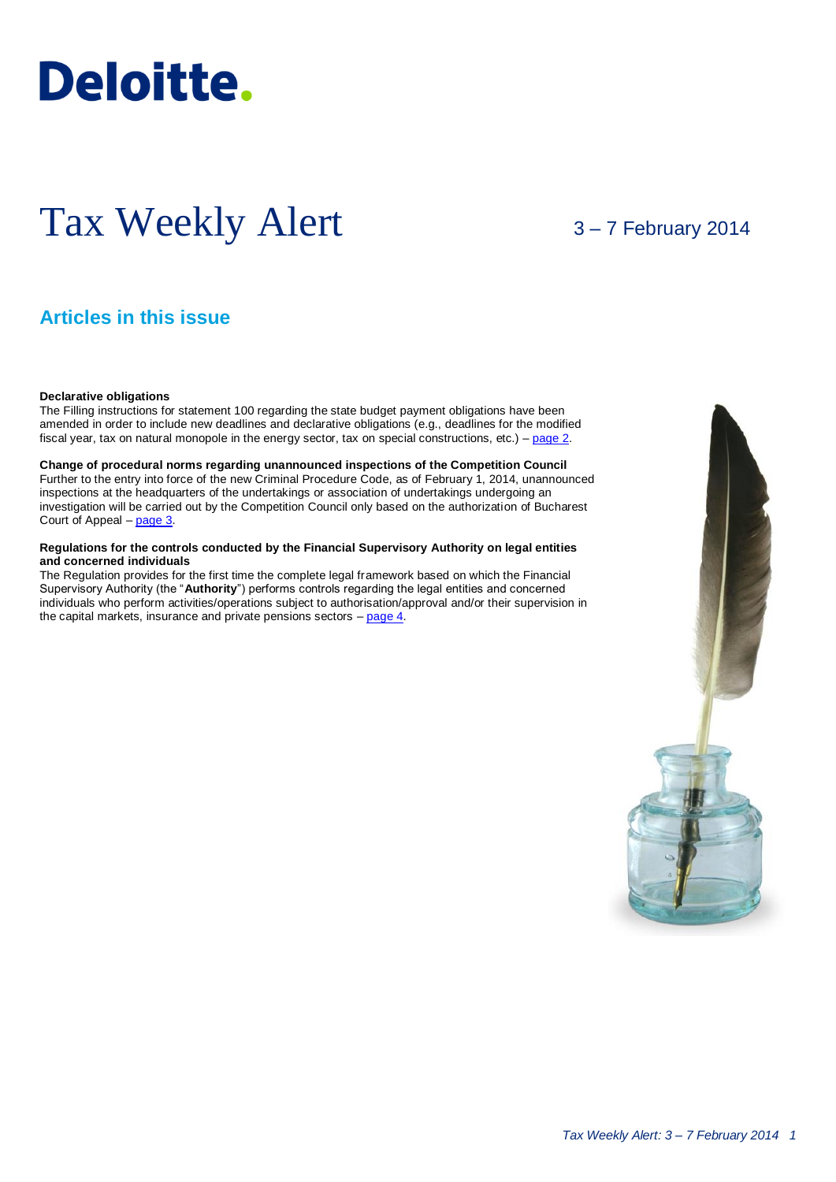Deloitte.

# Tax Weekly Alert

3 – 7 February 2014

## Articles in this issue

**Declarative obligations**
The Filling instructions for statement 100 regarding the state budget payment obligations have been amended in order to include new deadlines and declarative obligations (e.g., deadlines for the modified fiscal year, tax on natural monopole in the energy sector, tax on special constructions, etc.) – page 2.

**Change of procedural norms regarding unannounced inspections of the Competition Council**
Further to the entry into force of the new Criminal Procedure Code, as of February 1, 2014, unannounced inspections at the headquarters of the undertakings or association of undertakings undergoing an investigation will be carried out by the Competition Council only based on the authorization of Bucharest Court of Appeal – page 3.

**Regulations for the controls conducted by the Financial Supervisory Authority on legal entities and concerned individuals**
The Regulation provides for the first time the complete legal framework based on which the Financial Supervisory Authority (the "**Authority**") performs controls regarding the legal entities and concerned individuals who perform activities/operations subject to authorisation/approval and/or their supervision in the capital markets, insurance and private pensions sectors – page 4.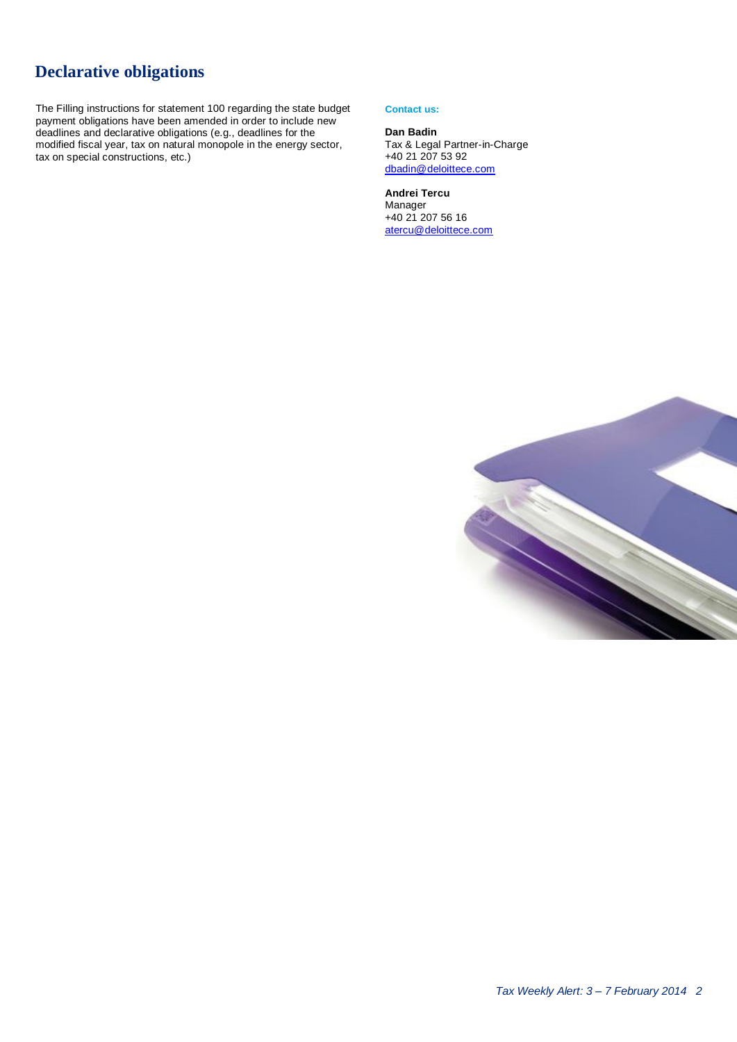## Declarative obligations

The Filling instructions for statement 100 regarding the state budget payment obligations have been amended in order to include new deadlines and declarative obligations (e.g., deadlines for the modified fiscal year, tax on natural monopole in the energy sector, tax on special constructions, etc.)

**Contact us:**

**Dan Badin**
Tax & Legal Partner-in-Charge
+40 21 207 53 92
dbadin@deloittece.com

**Andrei Tercu**
Manager
+40 21 207 56 16
atercu@deloittece.com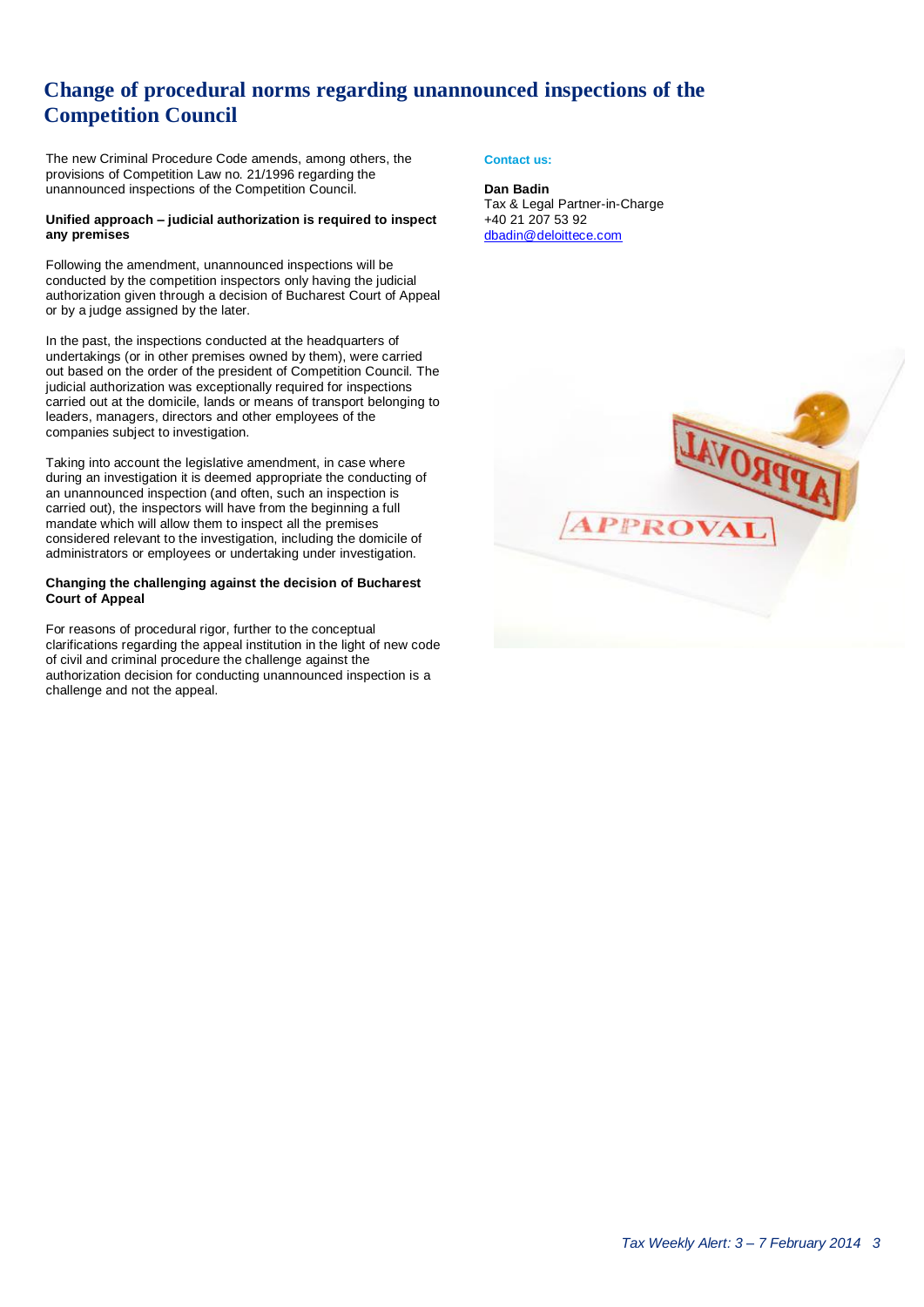# Change of procedural norms regarding unannounced inspections of the Competition Council

The new Criminal Procedure Code amends, among others, the provisions of Competition Law no. 21/1996 regarding the unannounced inspections of the Competition Council.

**Unified approach – judicial authorization is required to inspect any premises**

Following the amendment, unannounced inspections will be conducted by the competition inspectors only having the judicial authorization given through a decision of Bucharest Court of Appeal or by a judge assigned by the later.

In the past, the inspections conducted at the headquarters of undertakings (or in other premises owned by them), were carried out based on the order of the president of Competition Council. The judicial authorization was exceptionally required for inspections carried out at the domicile, lands or means of transport belonging to leaders, managers, directors and other employees of the companies subject to investigation.

Taking into account the legislative amendment, in case where during an investigation it is deemed appropriate the conducting of an unannounced inspection (and often, such an inspection is carried out), the inspectors will have from the beginning a full mandate which will allow them to inspect all the premises considered relevant to the investigation, including the domicile of administrators or employees or undertaking under investigation.

**Changing the challenging against the decision of Bucharest Court of Appeal**

For reasons of procedural rigor, further to the conceptual clarifications regarding the appeal institution in the light of new code of civil and criminal procedure the challenge against the authorization decision for conducting unannounced inspection is a challenge and not the appeal.

**Contact us:**

**Dan Badin**
Tax & Legal Partner-in-Charge
+40 21 207 53 92
dbadin@deloittece.com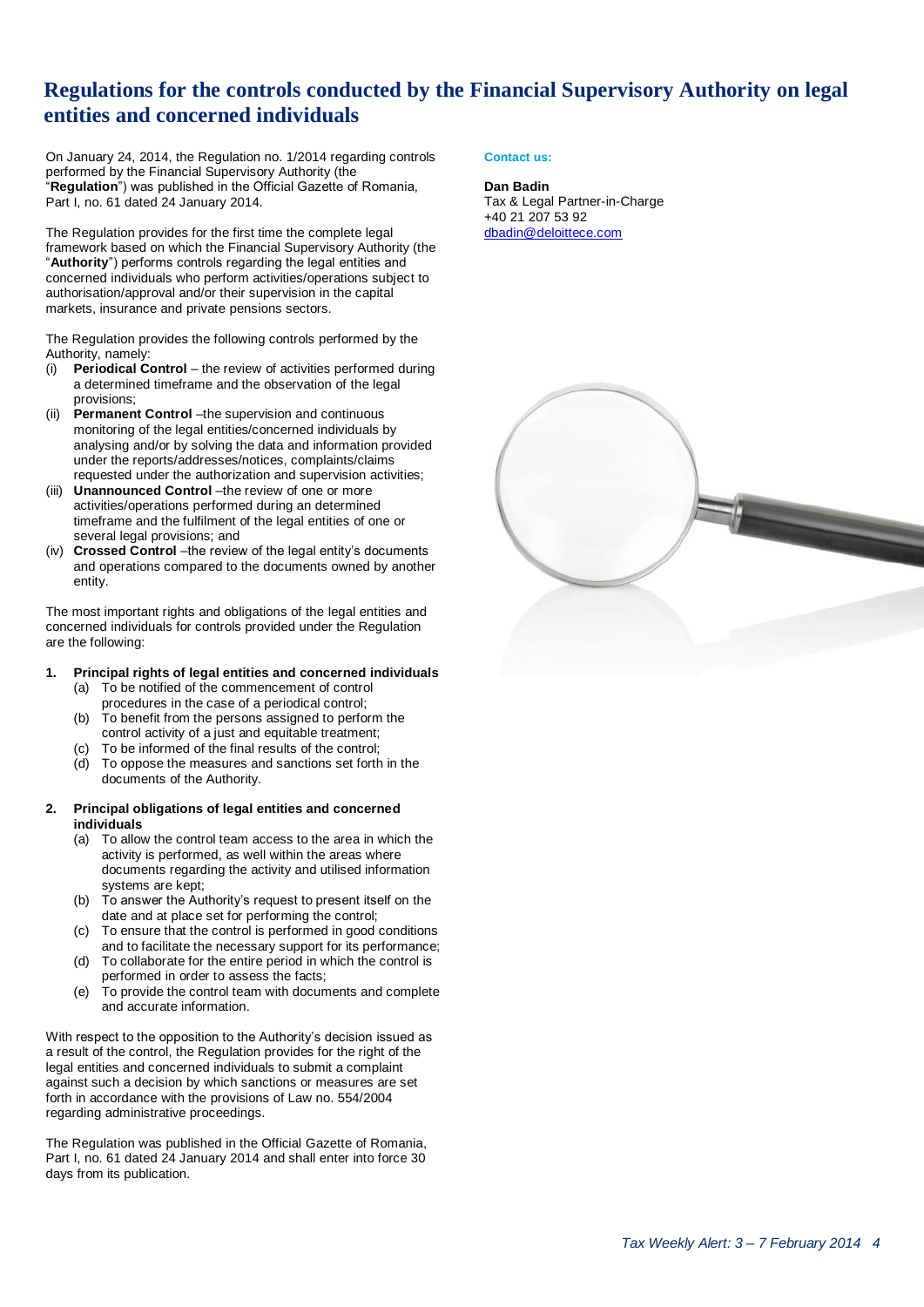# Regulations for the controls conducted by the Financial Supervisory Authority on legal entities and concerned individuals

On January 24, 2014, the Regulation no. 1/2014 regarding controls performed by the Financial Supervisory Authority (the "**Regulation**") was published in the Official Gazette of Romania, Part I, no. 61 dated 24 January 2014.

The Regulation provides for the first time the complete legal framework based on which the Financial Supervisory Authority (the "**Authority**") performs controls regarding the legal entities and concerned individuals who perform activities/operations subject to authorisation/approval and/or their supervision in the capital markets, insurance and private pensions sectors.

The Regulation provides the following controls performed by the Authority, namely:

(i) **Periodical Control** – the review of activities performed during a determined timeframe and the observation of the legal provisions;
(ii) **Permanent Control** –the supervision and continuous monitoring of the legal entities/concerned individuals by analysing and/or by solving the data and information provided under the reports/addresses/notices, complaints/claims requested under the authorization and supervision activities;
(iii) **Unannounced Control** –the review of one or more activities/operations performed during an determined timeframe and the fulfilment of the legal entities of one or several legal provisions; and
(iv) **Crossed Control** –the review of the legal entity's documents and operations compared to the documents owned by another entity.

The most important rights and obligations of the legal entities and concerned individuals for controls provided under the Regulation are the following:

1. **Principal rights of legal entities and concerned individuals**
   (a) To be notified of the commencement of control procedures in the case of a periodical control;
   (b) To benefit from the persons assigned to perform the control activity of a just and equitable treatment;
   (c) To be informed of the final results of the control;
   (d) To oppose the measures and sanctions set forth in the documents of the Authority.

2. **Principal obligations of legal entities and concerned individuals**
   (a) To allow the control team access to the area in which the activity is performed, as well within the areas where documents regarding the activity and utilised information systems are kept;
   (b) To answer the Authority's request to present itself on the date and at place set for performing the control;
   (c) To ensure that the control is performed in good conditions and to facilitate the necessary support for its performance;
   (d) To collaborate for the entire period in which the control is performed in order to assess the facts;
   (e) To provide the control team with documents and complete and accurate information.

With respect to the opposition to the Authority's decision issued as a result of the control, the Regulation provides for the right of the legal entities and concerned individuals to submit a complaint against such a decision by which sanctions or measures are set forth in accordance with the provisions of Law no. 554/2004 regarding administrative proceedings.

The Regulation was published in the Official Gazette of Romania, Part I, no. 61 dated 24 January 2014 and shall enter into force 30 days from its publication.

**Contact us:**

**Dan Badin**
Tax & Legal Partner-in-Charge
+40 21 207 53 92
dbadin@deloittece.com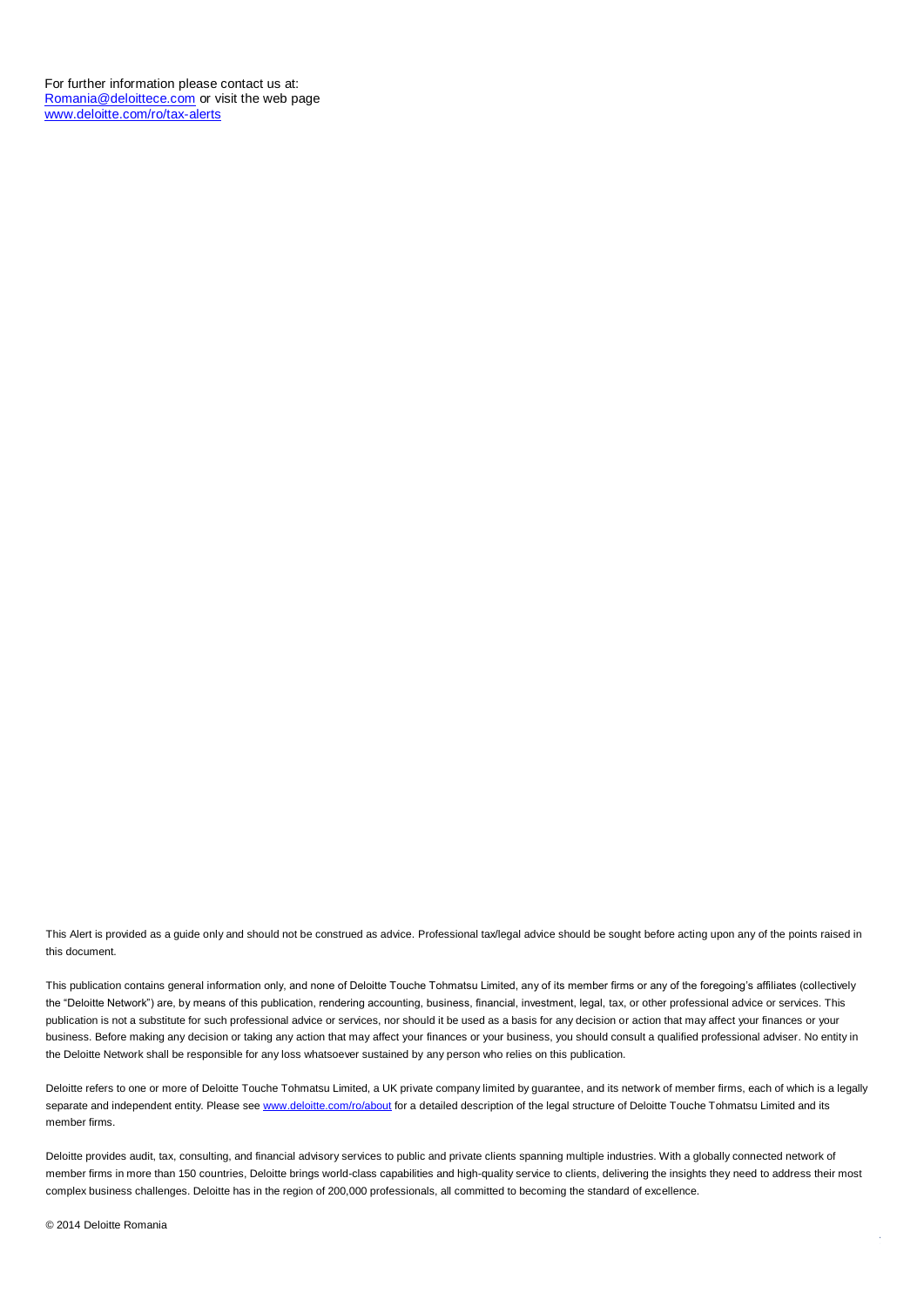For further information please contact us at:
Romania@deloittece.com or visit the web page
www.deloitte.com/ro/tax-alerts

This Alert is provided as a guide only and should not be construed as advice. Professional tax/legal advice should be sought before acting upon any of the points raised in this document.

This publication contains general information only, and none of Deloitte Touche Tohmatsu Limited, any of its member firms or any of the foregoing's affiliates (collectively the "Deloitte Network") are, by means of this publication, rendering accounting, business, financial, investment, legal, tax, or other professional advice or services. This publication is not a substitute for such professional advice or services, nor should it be used as a basis for any decision or action that may affect your finances or your business. Before making any decision or taking any action that may affect your finances or your business, you should consult a qualified professional adviser. No entity in the Deloitte Network shall be responsible for any loss whatsoever sustained by any person who relies on this publication.

Deloitte refers to one or more of Deloitte Touche Tohmatsu Limited, a UK private company limited by guarantee, and its network of member firms, each of which is a legally separate and independent entity. Please see www.deloitte.com/ro/about for a detailed description of the legal structure of Deloitte Touche Tohmatsu Limited and its member firms.

Deloitte provides audit, tax, consulting, and financial advisory services to public and private clients spanning multiple industries. With a globally connected network of member firms in more than 150 countries, Deloitte brings world-class capabilities and high-quality service to clients, delivering the insights they need to address their most complex business challenges. Deloitte has in the region of 200,000 professionals, all committed to becoming the standard of excellence.

© 2014 Deloitte Romania